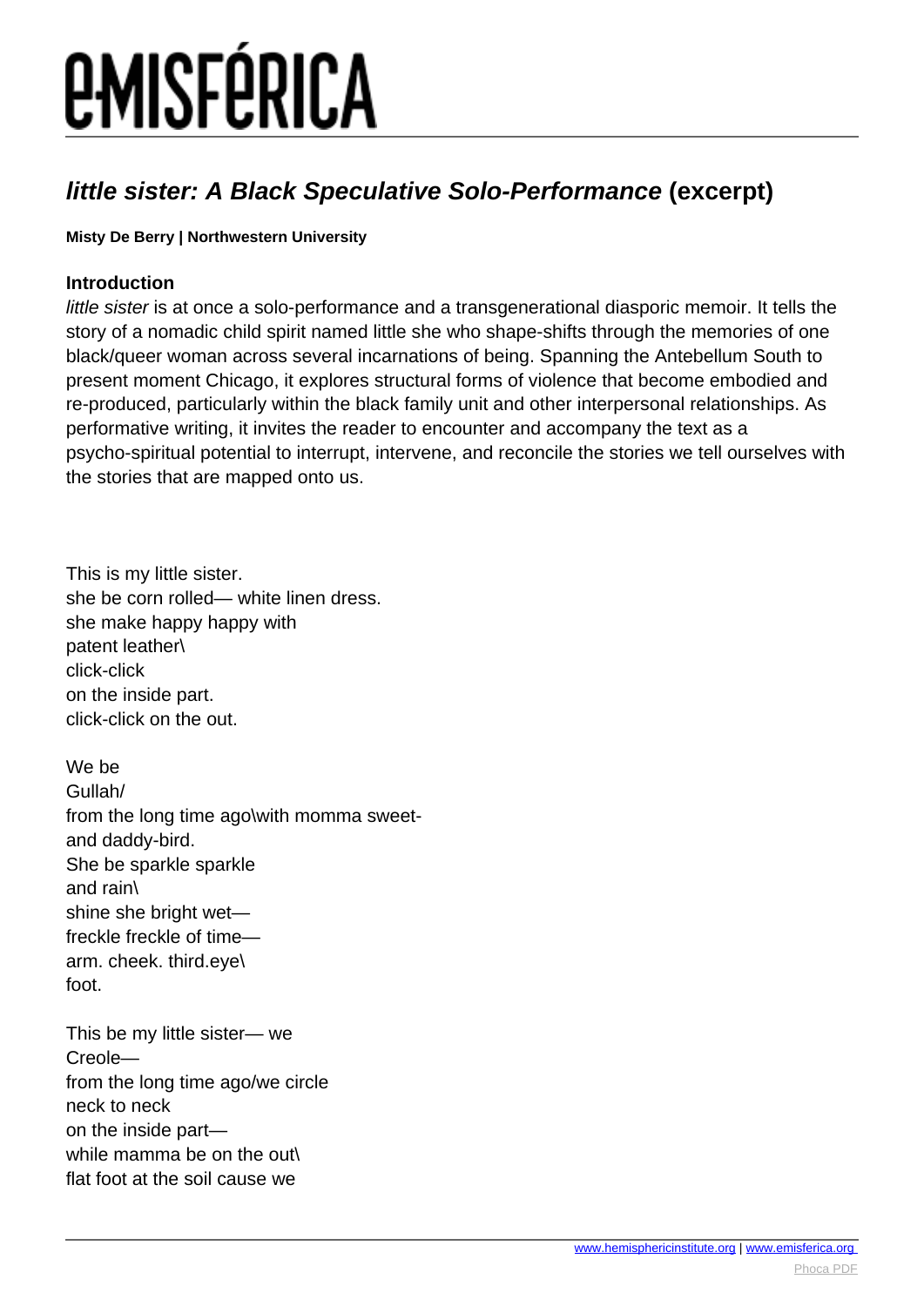# ***little sister: A Black Speculative Solo-Performance*** **(excerpt)**

**Misty De Berry | Northwestern University**

**Introduction**

*little sister* is at once a solo-performance and a transgenerational diasporic memoir. It tells the story of a nomadic child spirit named little she who shape-shifts through the memories of one black/queer woman across several incarnations of being. Spanning the Antebellum South to present moment Chicago, it explores structural forms of violence that become embodied and re-produced, particularly within the black family unit and other interpersonal relationships. As performative writing, it invites the reader to encounter and accompany the text as a psycho-spiritual potential to interrupt, intervene, and reconcile the stories we tell ourselves with the stories that are mapped onto us.

This is my little sister.
she be corn rolled— white linen dress.
she make happy happy with
patent leather\
click-click
on the inside part.
click-click on the out.

We be
Gullah/
from the long time ago\with momma sweet-
and daddy-bird.
She be sparkle sparkle
and rain\
shine she bright wet—
freckle freckle of time—
arm. cheek. third.eye\
foot.

This be my little sister— we
Creole—
from the long time ago/we circle
neck to neck
on the inside part—
while mamma be on the out\
flat foot at the soil cause we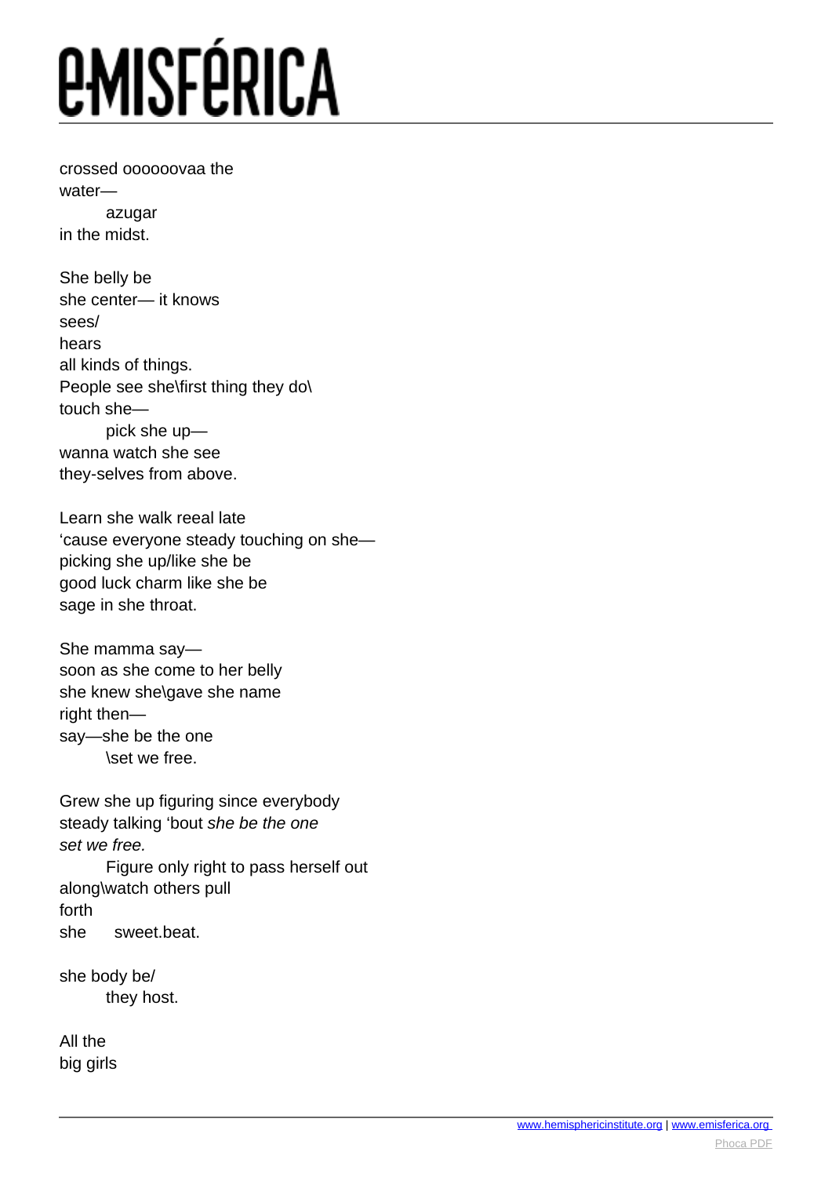crossed ooooovaa the
water—
        azugar
in the midst.

She belly be
she center— it knows
sees/
hears
all kinds of things.
People see she\first thing they do\
touch she—
        pick she up—
wanna watch she see
they-selves from above.

Learn she walk reeal late
'cause everyone steady touching on she—
picking she up/like she be
good luck charm like she be
sage in she throat.

She mamma say—
soon as she come to her belly
she knew she\gave she name
right then—
say—she be the one
        \set we free.

Grew she up figuring since everybody
steady talking 'bout *she be the one*
*set we free.*
        Figure only right to pass herself out
along\watch others pull
forth
she     sweet.beat.

she body be/
        they host.

All the
big girls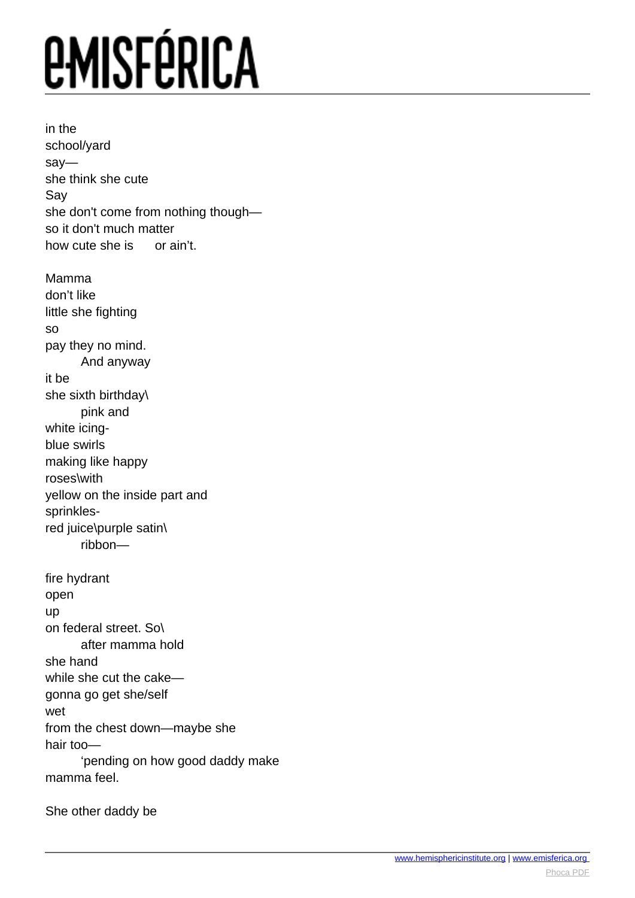in the  
school/yard  
say—  
she think she cute  
Say  
she don't come from nothing though—  
so it don't much matter  
how cute she is      or ain't.

Mamma  
don't like  
little she fighting  
so  
pay they no mind.  
        And anyway  
it be  
she sixth birthday\  
        pink and  
white icing-  
blue swirls  
making like happy  
roses\with  
yellow on the inside part and  
sprinkles-  
red juice\purple satin\  
        ribbon—

fire hydrant  
open  
up  
on federal street. So\  
        after mamma hold  
she hand  
while she cut the cake—  
gonna go get she/self  
wet  
from the chest down—maybe she  
hair too—  
        'pending on how good daddy make  
mamma feel.

She other daddy be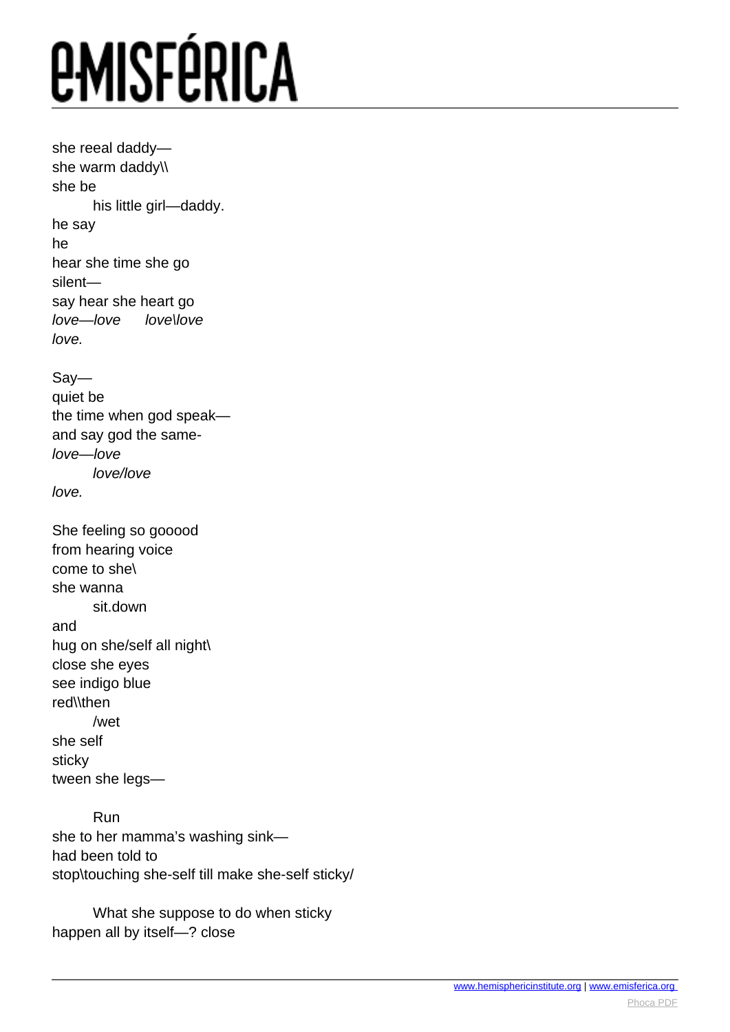she reeal daddy—
she warm daddy\\
she be
  his little girl—daddy.
he say
he
hear she time she go
silent—
say hear she heart go
*love—love   love\love*
*love.*

Say—
quiet be
the time when god speak—
and say god the same-
*love—love*
  *love/love*
*love.*

She feeling so gooood
from hearing voice
come to she\
she wanna
  sit.down
and
hug on she/self all night\
close she eyes
see indigo blue
red\\then
  /wet
she self
sticky
tween she legs—

  Run
she to her mamma's washing sink—
had been told to
stop\touching she-self till make she-self sticky/

  What she suppose to do when sticky
happen all by itself—? close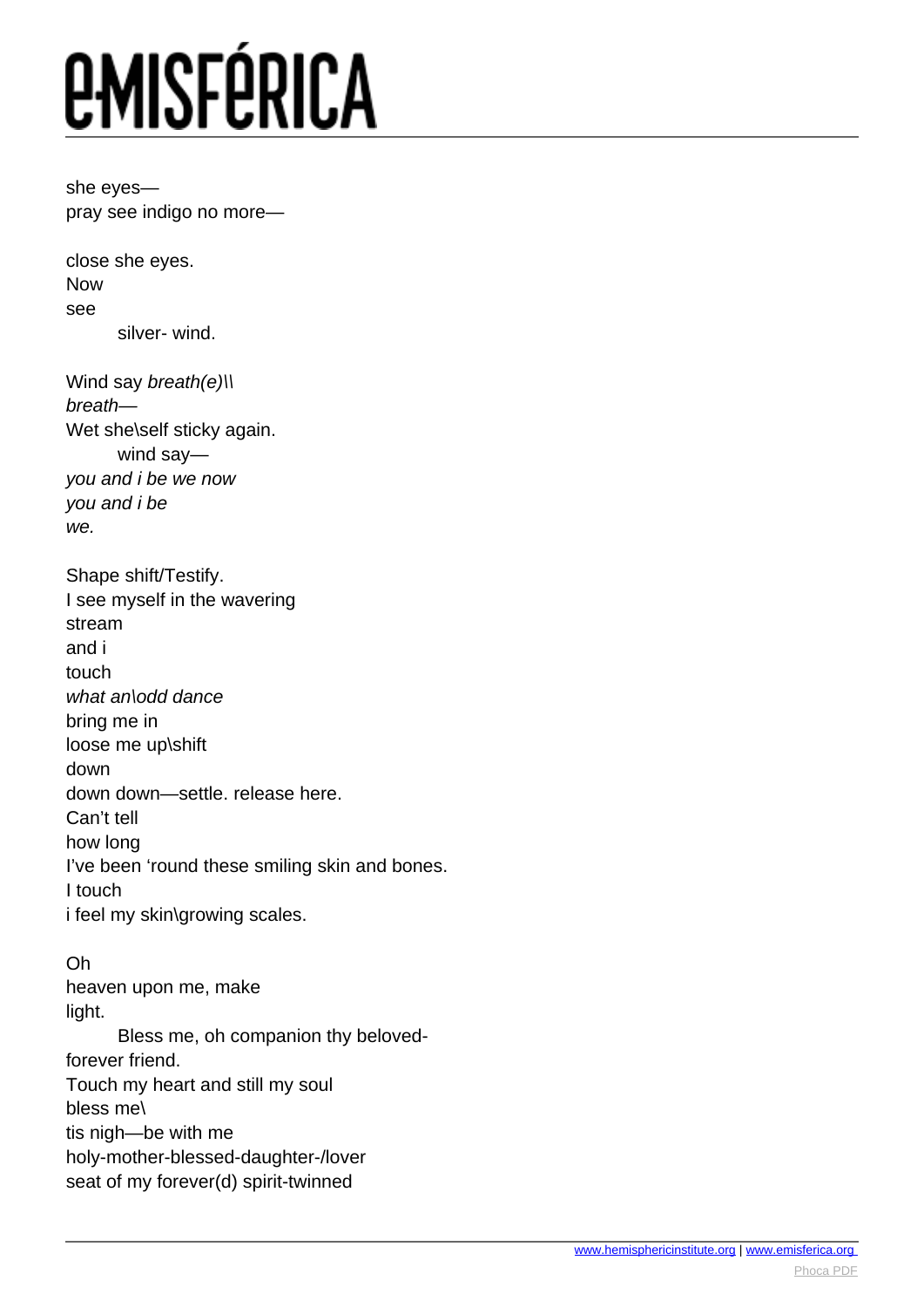she eyes—  
pray see indigo no more—

close she eyes.  
Now  
see  
        silver- wind.

Wind say *breath(e)\\*  
*breath*—  
Wet she\self sticky again.  
        wind say—  
*you and i be we now*  
*you and i be*  
*we.*

Shape shift/Testify.  
I see myself in the wavering  
stream  
and i  
touch  
*what an\odd dance*  
bring me in  
loose me up\shift  
down  
down down—settle. release here.  
Can't tell  
how long  
I've been 'round these smiling skin and bones.  
I touch  
i feel my skin\growing scales.

Oh  
heaven upon me, make  
light.  
        Bless me, oh companion thy beloved-  
forever friend.  
Touch my heart and still my soul  
bless me\  
tis nigh—be with me  
holy-mother-blessed-daughter-/lover  
seat of my forever(d) spirit-twinned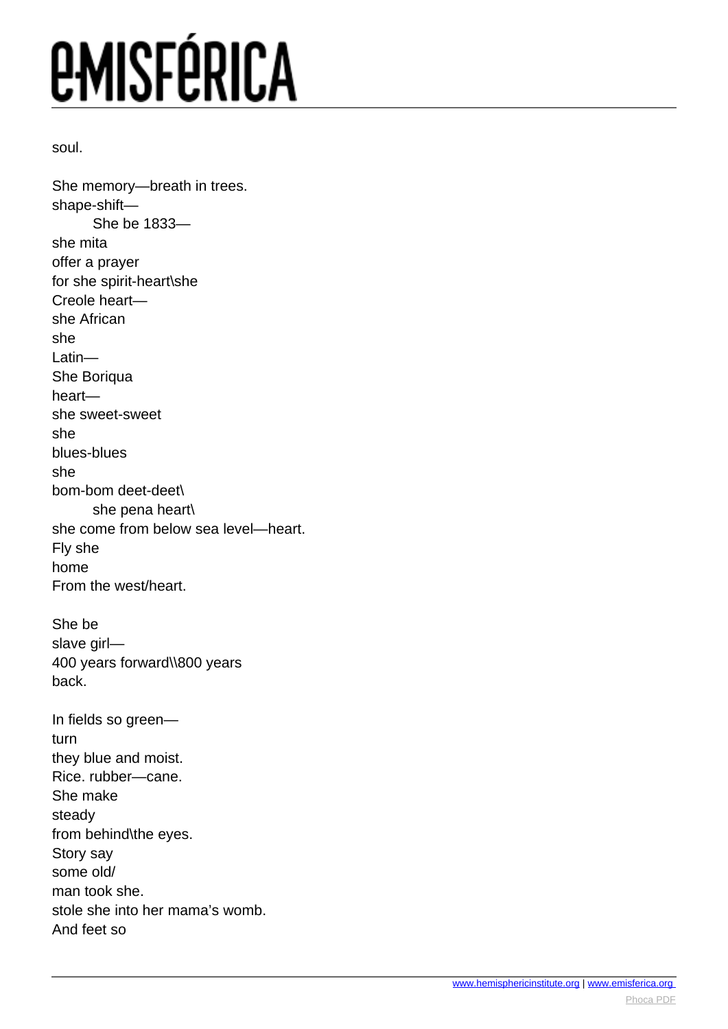soul.

She memory—breath in trees.
shape-shift—
&nbsp;&nbsp;&nbsp;&nbsp;&nbsp;&nbsp;&nbsp;&nbsp;She be 1833—
she mita
offer a prayer
for she spirit-heart\she
Creole heart—
she African
she
Latin—
She Boriqua
heart—
she sweet-sweet
she
blues-blues
she
bom-bom deet-deet\
&nbsp;&nbsp;&nbsp;&nbsp;&nbsp;&nbsp;&nbsp;&nbsp;she pena heart\
she come from below sea level—heart.
Fly she
home
From the west/heart.

She be
slave girl—
400 years forward\\800 years
back.

In fields so green—
turn
they blue and moist.
Rice. rubber—cane.
She make
steady
from behind\the eyes.
Story say
some old/
man took she.
stole she into her mama's womb.
And feet so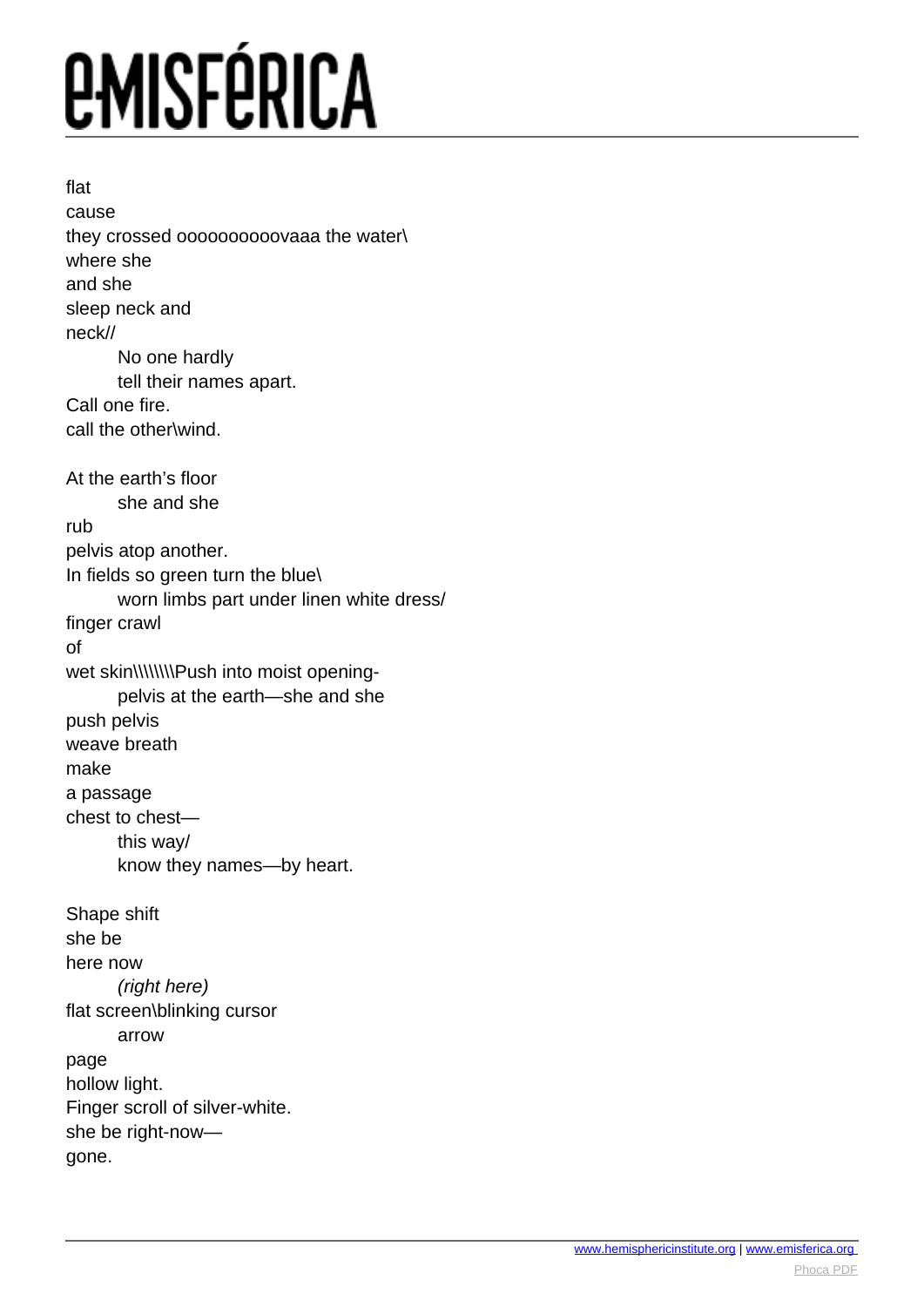flat  
cause  
they crossed oooooooooovaaa the water\  
where she  
and she  
sleep neck and  
neck//  
&nbsp;&nbsp;&nbsp;&nbsp;&nbsp;&nbsp;&nbsp;&nbsp;No one hardly  
&nbsp;&nbsp;&nbsp;&nbsp;&nbsp;&nbsp;&nbsp;&nbsp;tell their names apart.  
Call one fire.  
call the other\wind.

At the earth's floor  
&nbsp;&nbsp;&nbsp;&nbsp;&nbsp;&nbsp;&nbsp;&nbsp;she and she  
rub  
pelvis atop another.  
In fields so green turn the blue\  
&nbsp;&nbsp;&nbsp;&nbsp;&nbsp;&nbsp;&nbsp;&nbsp;worn limbs part under linen white dress/  
finger crawl  
of  
wet skin\\\\\\\\Push into moist opening-  
&nbsp;&nbsp;&nbsp;&nbsp;&nbsp;&nbsp;&nbsp;&nbsp;pelvis at the earth—she and she  
push pelvis  
weave breath  
make  
a passage  
chest to chest—  
&nbsp;&nbsp;&nbsp;&nbsp;&nbsp;&nbsp;&nbsp;&nbsp;this way/  
&nbsp;&nbsp;&nbsp;&nbsp;&nbsp;&nbsp;&nbsp;&nbsp;know they names—by heart.

Shape shift  
she be  
here now  
&nbsp;&nbsp;&nbsp;&nbsp;&nbsp;&nbsp;&nbsp;&nbsp;*(right here)*  
flat screen\blinking cursor  
&nbsp;&nbsp;&nbsp;&nbsp;&nbsp;&nbsp;&nbsp;&nbsp;arrow  
page  
hollow light.  
Finger scroll of silver-white.  
she be right-now—  
gone.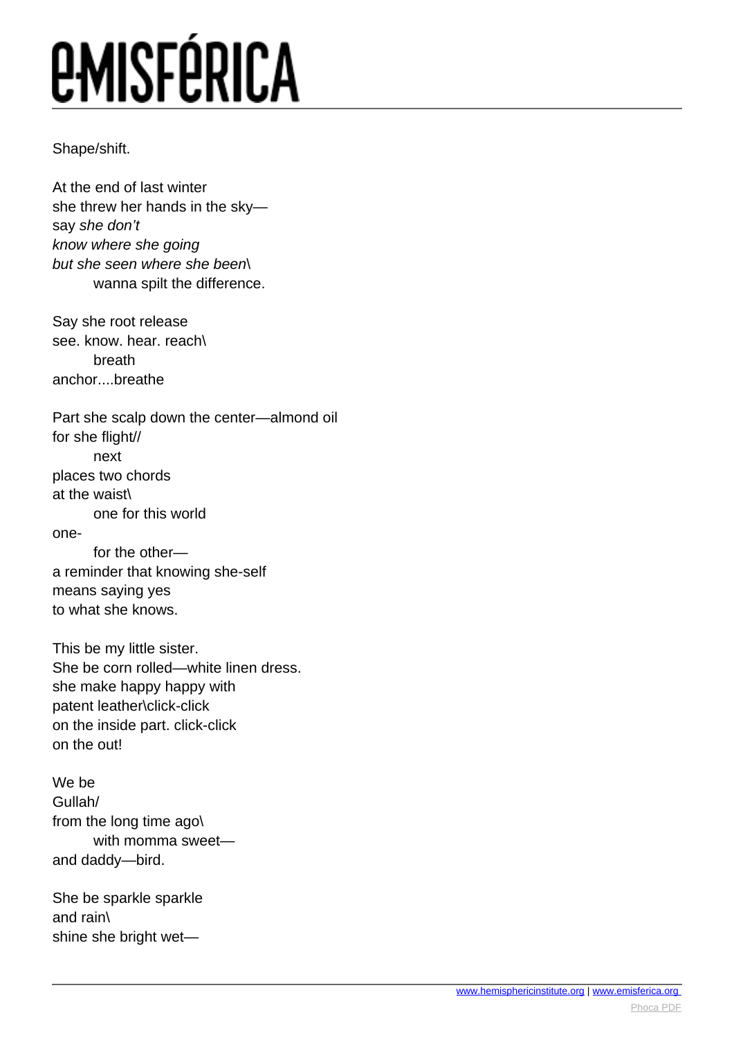Shape/shift.

At the end of last winter  
she threw her hands in the sky—  
say *she don't*  
*know where she going*  
*but she seen where she been\*  
        wanna spilt the difference.

Say she root release  
see. know. hear. reach\  
        breath  
anchor....breathe

Part she scalp down the center—almond oil  
for she flight//  
        next  
places two chords  
at the waist\  
        one for this world  
one-  
        for the other—  
a reminder that knowing she-self  
means saying yes  
to what she knows.

This be my little sister.  
She be corn rolled—white linen dress.  
she make happy happy with  
patent leather\click-click  
on the inside part. click-click  
on the out!

We be  
Gullah/  
from the long time ago\  
        with momma sweet—  
and daddy—bird.

She be sparkle sparkle  
and rain\  
shine she bright wet—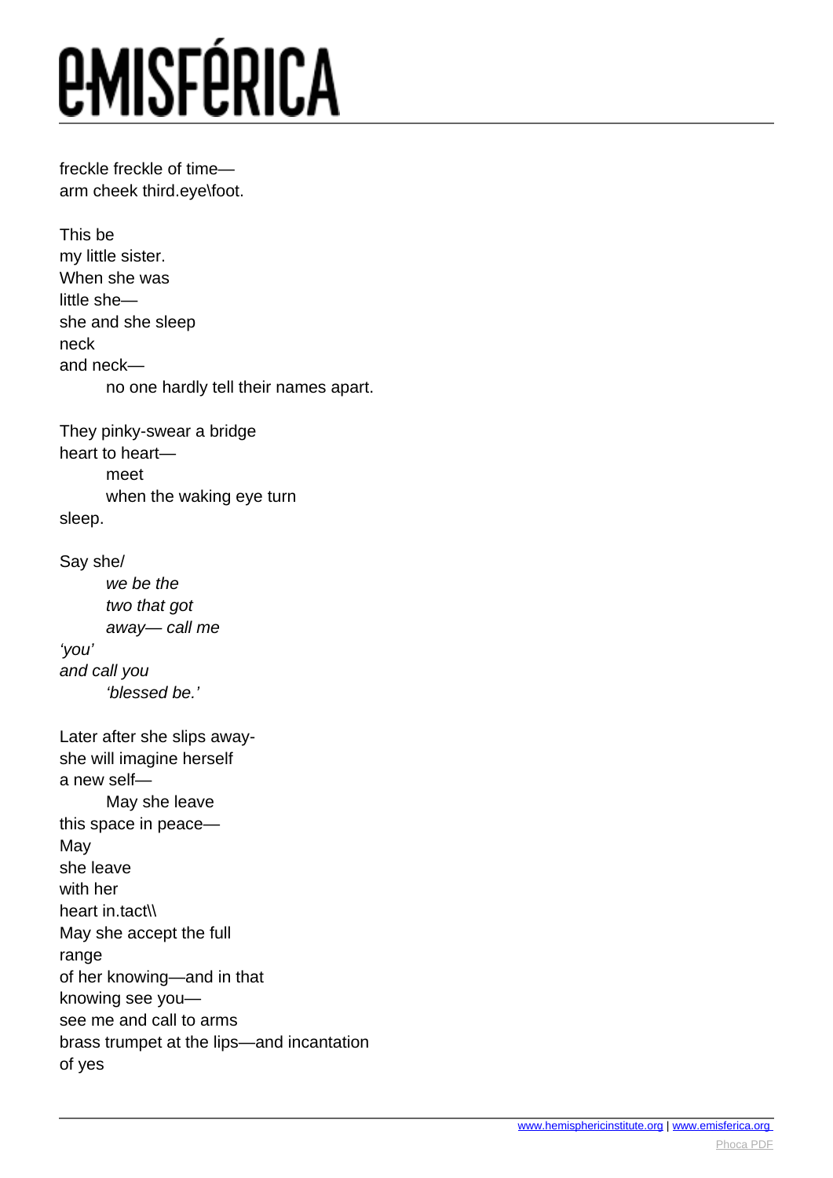freckle freckle of time—  
arm cheek third.eye\foot.

This be  
my little sister.  
When she was  
little she—  
she and she sleep  
neck  
and neck—  
&emsp;&emsp;no one hardly tell their names apart.

They pinky-swear a bridge  
heart to heart—  
&emsp;&emsp;meet  
&emsp;&emsp;when the waking eye turn  
sleep.

Say she/  
&emsp;&emsp;*we be the*  
&emsp;&emsp;*two that got*  
&emsp;&emsp;*away— call me*  
*'you'*  
*and call you*  
&emsp;&emsp;*'blessed be.'*

Later after she slips away-  
she will imagine herself  
a new self—  
&emsp;&emsp;May she leave  
this space in peace—  
May  
she leave  
with her  
heart in.tact\\  
May she accept the full  
range  
of her knowing—and in that  
knowing see you—  
see me and call to arms  
brass trumpet at the lips—and incantation  
of yes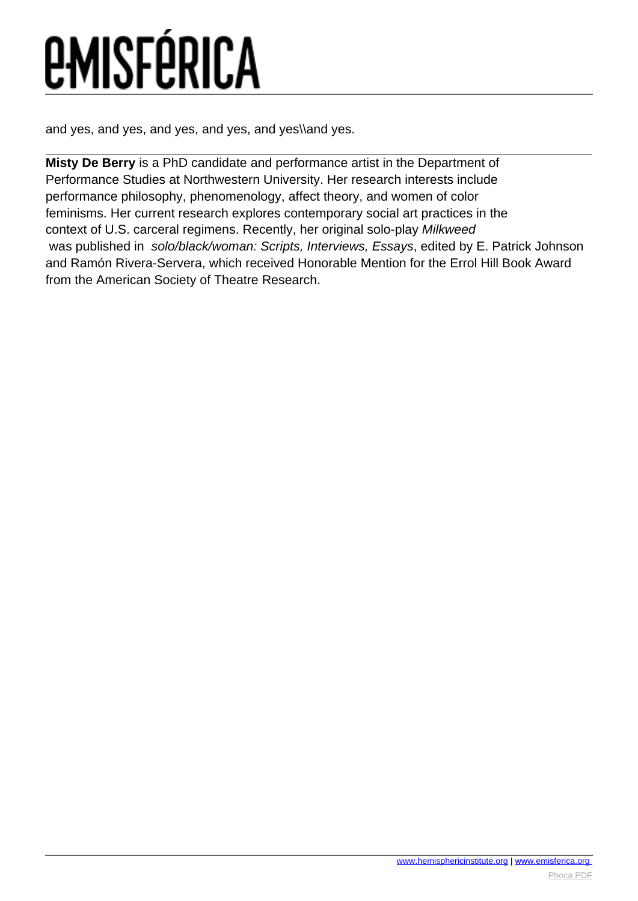and yes, and yes, and yes, and yes, and yes\\and yes.

---

**Misty De Berry** is a PhD candidate and performance artist in the Department of Performance Studies at Northwestern University. Her research interests include performance philosophy, phenomenology, affect theory, and women of color feminisms. Her current research explores contemporary social art practices in the context of U.S. carceral regimens. Recently, her original solo-play *Milkweed* was published in *solo/black/woman: Scripts, Interviews, Essays*, edited by E. Patrick Johnson and Ramón Rivera-Servera, which received Honorable Mention for the Errol Hill Book Award from the American Society of Theatre Research.